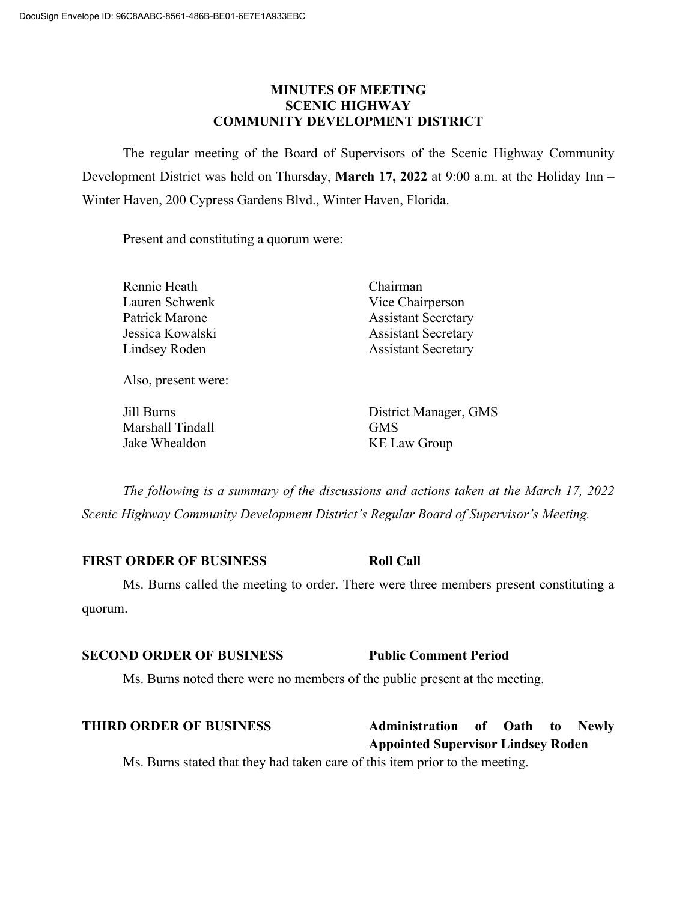# MINUTES OF MEETING
# SCENIC HIGHWAY
# COMMUNITY DEVELOPMENT DISTRICT

The regular meeting of the Board of Supervisors of the Scenic Highway Community Development District was held on Thursday, **March 17, 2022** at 9:00 a.m. at the Holiday Inn – Winter Haven, 200 Cypress Gardens Blvd., Winter Haven, Florida.

Present and constituting a quorum were:

| | |
|---|---|
| Rennie Heath | Chairman |
| Lauren Schwenk | Vice Chairperson |
| Patrick Marone | Assistant Secretary |
| Jessica Kowalski | Assistant Secretary |
| Lindsey Roden | Assistant Secretary |

Also, present were:

| | |
|---|---|
| Jill Burns | District Manager, GMS |
| Marshall Tindall | GMS |
| Jake Whealdon | KE Law Group |

*The following is a summary of the discussions and actions taken at the March 17, 2022 Scenic Highway Community Development District's Regular Board of Supervisor's Meeting.*

**FIRST ORDER OF BUSINESS** **Roll Call**

Ms. Burns called the meeting to order. There were three members present constituting a quorum.

**SECOND ORDER OF BUSINESS** **Public Comment Period**

Ms. Burns noted there were no members of the public present at the meeting.

**THIRD ORDER OF BUSINESS** **Administration of Oath to Newly Appointed Supervisor Lindsey Roden**

Ms. Burns stated that they had taken care of this item prior to the meeting.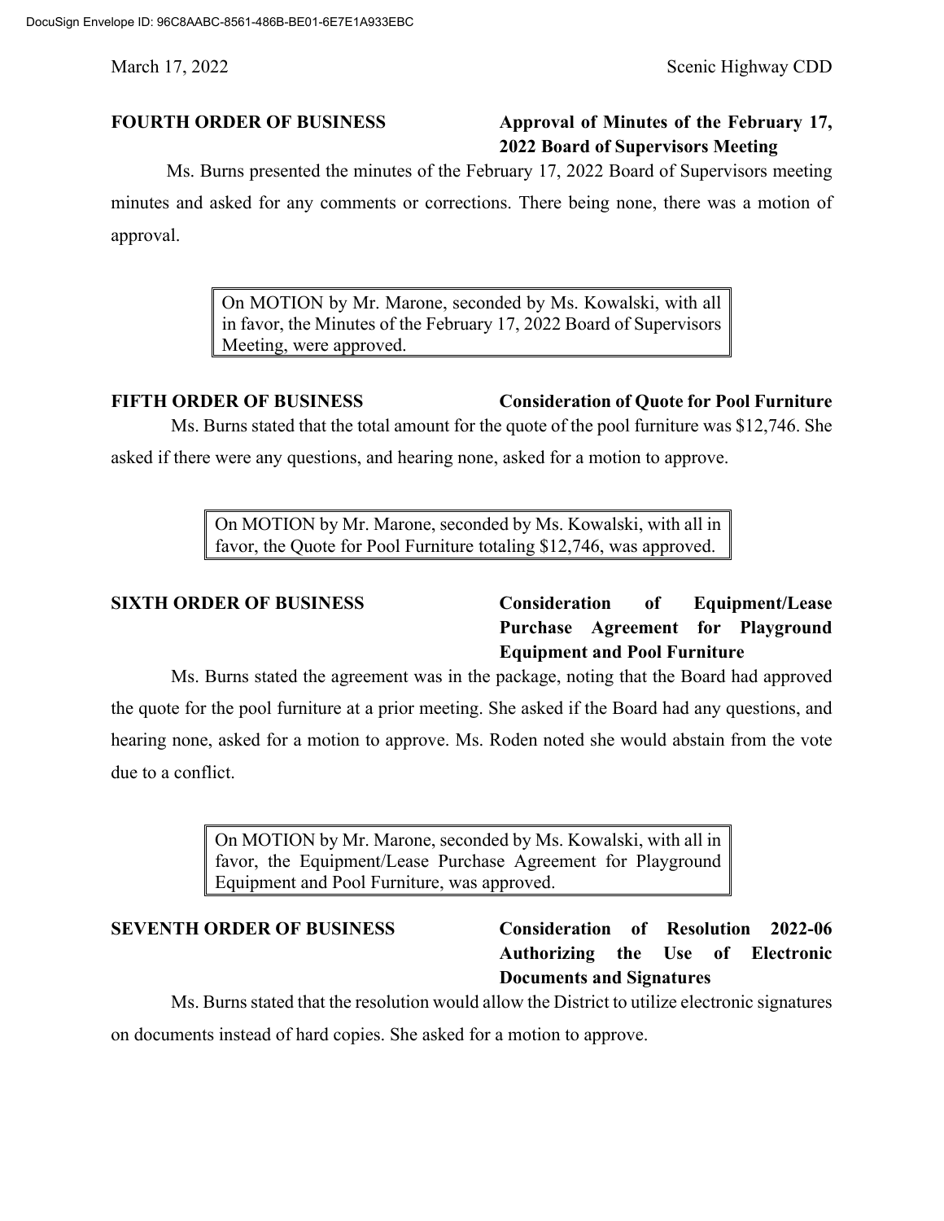**FOURTH ORDER OF BUSINESS** **Approval of Minutes of the February 17, 2022 Board of Supervisors Meeting**

Ms. Burns presented the minutes of the February 17, 2022 Board of Supervisors meeting minutes and asked for any comments or corrections. There being none, there was a motion of approval.

> On MOTION by Mr. Marone, seconded by Ms. Kowalski, with all in favor, the Minutes of the February 17, 2022 Board of Supervisors Meeting, were approved.

**FIFTH ORDER OF BUSINESS** **Consideration of Quote for Pool Furniture**

Ms. Burns stated that the total amount for the quote of the pool furniture was $12,746. She asked if there were any questions, and hearing none, asked for a motion to approve.

> On MOTION by Mr. Marone, seconded by Ms. Kowalski, with all in favor, the Quote for Pool Furniture totaling $12,746, was approved.

**SIXTH ORDER OF BUSINESS** **Consideration of Equipment/Lease Purchase Agreement for Playground Equipment and Pool Furniture**

Ms. Burns stated the agreement was in the package, noting that the Board had approved the quote for the pool furniture at a prior meeting. She asked if the Board had any questions, and hearing none, asked for a motion to approve. Ms. Roden noted she would abstain from the vote due to a conflict.

> On MOTION by Mr. Marone, seconded by Ms. Kowalski, with all in favor, the Equipment/Lease Purchase Agreement for Playground Equipment and Pool Furniture, was approved.

**SEVENTH ORDER OF BUSINESS** **Consideration of Resolution 2022-06 Authorizing the Use of Electronic Documents and Signatures**

Ms. Burns stated that the resolution would allow the District to utilize electronic signatures on documents instead of hard copies. She asked for a motion to approve.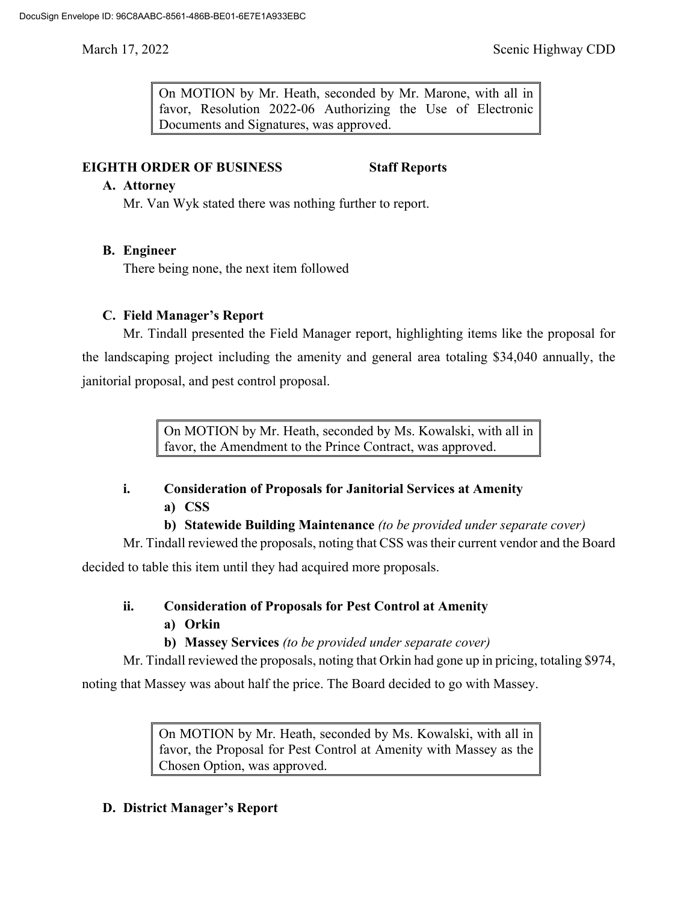On MOTION by Mr. Heath, seconded by Mr. Marone, with all in favor, Resolution 2022-06 Authorizing the Use of Electronic Documents and Signatures, was approved.

**EIGHTH ORDER OF BUSINESS Staff Reports**

**A. Attorney**

Mr. Van Wyk stated there was nothing further to report.

**B. Engineer**

There being none, the next item followed

**C. Field Manager's Report**

Mr. Tindall presented the Field Manager report, highlighting items like the proposal for the landscaping project including the amenity and general area totaling $34,040 annually, the janitorial proposal, and pest control proposal.

On MOTION by Mr. Heath, seconded by Ms. Kowalski, with all in favor, the Amendment to the Prince Contract, was approved.

**i. Consideration of Proposals for Janitorial Services at Amenity**

**a) CSS**

**b) Statewide Building Maintenance** *(to be provided under separate cover)*

Mr. Tindall reviewed the proposals, noting that CSS was their current vendor and the Board decided to table this item until they had acquired more proposals.

**ii. Consideration of Proposals for Pest Control at Amenity**

**a) Orkin**

**b) Massey Services** *(to be provided under separate cover)*

Mr. Tindall reviewed the proposals, noting that Orkin had gone up in pricing, totaling $974, noting that Massey was about half the price. The Board decided to go with Massey.

On MOTION by Mr. Heath, seconded by Ms. Kowalski, with all in favor, the Proposal for Pest Control at Amenity with Massey as the Chosen Option, was approved.

**D. District Manager's Report**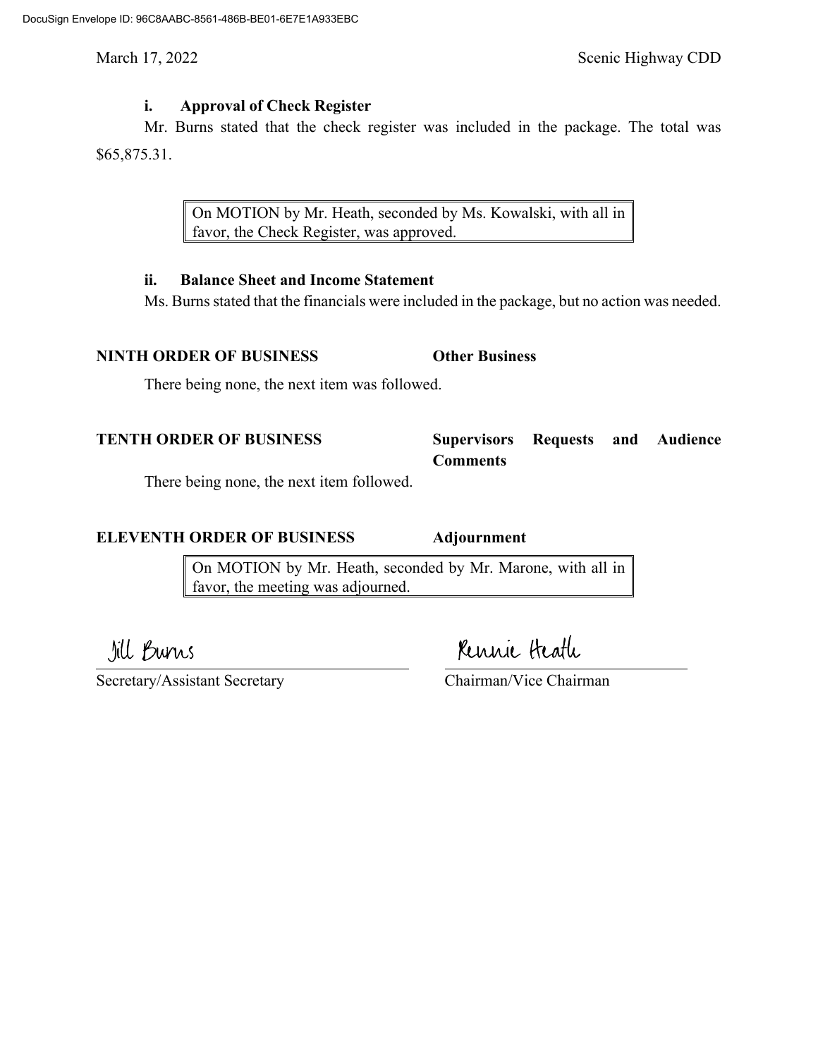### i. Approval of Check Register

Mr. Burns stated that the check register was included in the package. The total was $65,875.31.

> On MOTION by Mr. Heath, seconded by Ms. Kowalski, with all in favor, the Check Register, was approved.

### ii. Balance Sheet and Income Statement

Ms. Burns stated that the financials were included in the package, but no action was needed.

## NINTH ORDER OF BUSINESS — Other Business

There being none, the next item was followed.

## TENTH ORDER OF BUSINESS — Supervisors Requests and Audience Comments

There being none, the next item followed.

## ELEVENTH ORDER OF BUSINESS — Adjournment

> On MOTION by Mr. Heath, seconded by Mr. Marone, with all in favor, the meeting was adjourned.

Jill Burns
Secretary/Assistant Secretary

Rennie Heath
Chairman/Vice Chairman